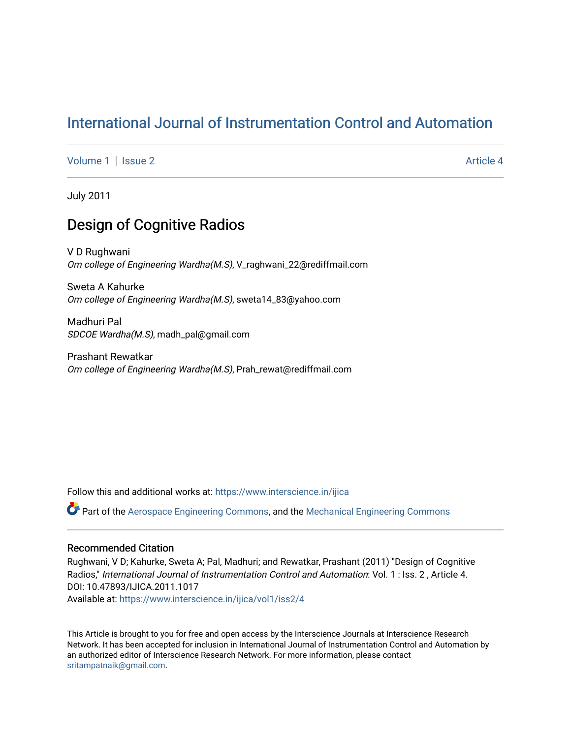# International Journal of Instrumentation Control and Automation

Volume 1 | Issue 2 Article 4

July 2011

## Design of Cognitive Radios

V D Rughwani
*Om college of Engineering Wardha(M.S)*, V_raghwani_22@rediffmail.com

Sweta A Kahurke
*Om college of Engineering Wardha(M.S)*, sweta14_83@yahoo.com

Madhuri Pal
*SDCOE Wardha(M.S)*, madh_pal@gmail.com

Prashant Rewatkar
*Om college of Engineering Wardha(M.S)*, Prah_rewat@rediffmail.com

Follow this and additional works at: https://www.interscience.in/ijica

Part of the Aerospace Engineering Commons, and the Mechanical Engineering Commons

### Recommended Citation

Rughwani, V D; Kahurke, Sweta A; Pal, Madhuri; and Rewatkar, Prashant (2011) "Design of Cognitive Radios," *International Journal of Instrumentation Control and Automation*: Vol. 1 : Iss. 2 , Article 4.
DOI: 10.47893/IJICA.2011.1017
Available at: https://www.interscience.in/ijica/vol1/iss2/4

This Article is brought to you for free and open access by the Interscience Journals at Interscience Research Network. It has been accepted for inclusion in International Journal of Instrumentation Control and Automation by an authorized editor of Interscience Research Network. For more information, please contact sritampatnaik@gmail.com.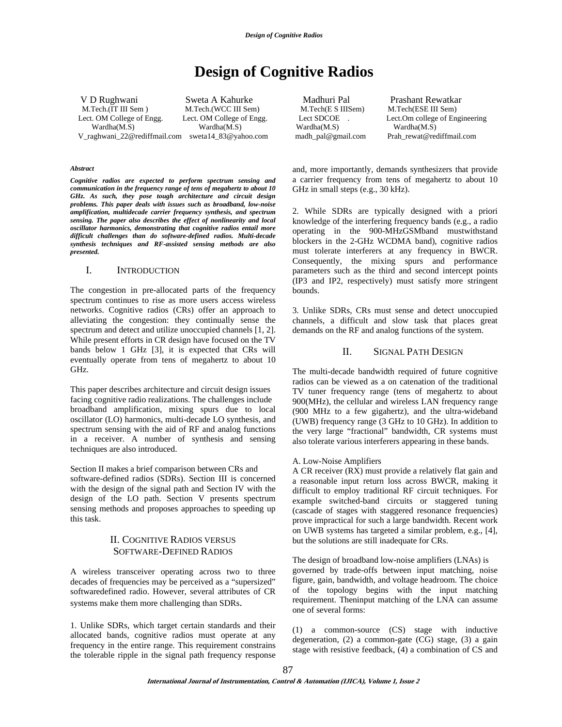# Design of Cognitive Radios

V D Rughwani
M.Tech.(IT III Sem )
Lect. OM College of Engg.
Wardha(M.S)
V_raghwani_22@rediffmail.com

Sweta A Kahurke
M.Tech.(WCC III Sem)
Lect. OM College of Engg.
Wardha(M.S)
sweta14_83@yahoo.com

Madhuri Pal
M.Tech(E S IIISem)
Lect SDCOE .
Wardha(M.S)
madh_pal@gmail.com

Prashant Rewatkar
M.Tech(ESE III Sem)
Lect.Om college of Engineering
Wardha(M.S)
Prah_rewat@rediffmail.com

***Abstract***

***Cognitive radios are expected to perform spectrum sensing and communication in the frequency range of tens of megahertz to about 10 GHz. As such, they pose tough architecture and circuit design problems. This paper deals with issues such as broadband, low-noise amplification, multidecade carrier frequency synthesis, and spectrum sensing. The paper also describes the effect of nonlinearity and local oscillator harmonics, demonstrating that cognitive radios entail more difficult challenges than do software-defined radios. Multi-decade synthesis techniques and RF-assisted sensing methods are also presented.***

## I. INTRODUCTION

The congestion in pre-allocated parts of the frequency spectrum continues to rise as more users access wireless networks. Cognitive radios (CRs) offer an approach to alleviating the congestion: they continually sense the spectrum and detect and utilize unoccupied channels [1, 2]. While present efforts in CR design have focused on the TV bands below 1 GHz [3], it is expected that CRs will eventually operate from tens of megahertz to about 10 GHz.

This paper describes architecture and circuit design issues facing cognitive radio realizations. The challenges include broadband amplification, mixing spurs due to local oscillator (LO) harmonics, multi-decade LO synthesis, and spectrum sensing with the aid of RF and analog functions in a receiver. A number of synthesis and sensing techniques are also introduced.

Section II makes a brief comparison between CRs and software-defined radios (SDRs). Section III is concerned with the design of the signal path and Section IV with the design of the LO path. Section V presents spectrum sensing methods and proposes approaches to speeding up this task.

## II. COGNITIVE RADIOS VERSUS SOFTWARE-DEFINED RADIOS

A wireless transceiver operating across two to three decades of frequencies may be perceived as a "supersized" softwaredefined radio. However, several attributes of CR systems make them more challenging than SDRs.

1. Unlike SDRs, which target certain standards and their allocated bands, cognitive radios must operate at any frequency in the entire range. This requirement constrains the tolerable ripple in the signal path frequency response and, more importantly, demands synthesizers that provide a carrier frequency from tens of megahertz to about 10 GHz in small steps (e.g., 30 kHz).

2. While SDRs are typically designed with a priori knowledge of the interfering frequency bands (e.g., a radio operating in the 900-MHzGSMband mustwithstand blockers in the 2-GHz WCDMA band), cognitive radios must tolerate interferers at any frequency in BWCR. Consequently, the mixing spurs and performance parameters such as the third and second intercept points (IP3 and IP2, respectively) must satisfy more stringent bounds.

3. Unlike SDRs, CRs must sense and detect unoccupied channels, a difficult and slow task that places great demands on the RF and analog functions of the system.

## II. SIGNAL PATH DESIGN

The multi-decade bandwidth required of future cognitive radios can be viewed as a on catenation of the traditional TV tuner frequency range (tens of megahertz to about 900(MHz), the cellular and wireless LAN frequency range (900 MHz to a few gigahertz), and the ultra-wideband (UWB) frequency range (3 GHz to 10 GHz). In addition to the very large "fractional" bandwidth, CR systems must also tolerate various interferers appearing in these bands.

### A. Low-Noise Amplifiers

A CR receiver (RX) must provide a relatively flat gain and a reasonable input return loss across BWCR, making it difficult to employ traditional RF circuit techniques. For example switched-band circuits or staggered tuning (cascade of stages with staggered resonance frequencies) prove impractical for such a large bandwidth. Recent work on UWB systems has targeted a similar problem, e.g., [4], but the solutions are still inadequate for CRs.

The design of broadband low-noise amplifiers (LNAs) is governed by trade-offs between input matching, noise figure, gain, bandwidth, and voltage headroom. The choice of the topology begins with the input matching requirement. Theninput matching of the LNA can assume one of several forms:

(1) a common-source (CS) stage with inductive degeneration, (2) a common-gate (CG) stage, (3) a gain stage with resistive feedback, (4) a combination of CS and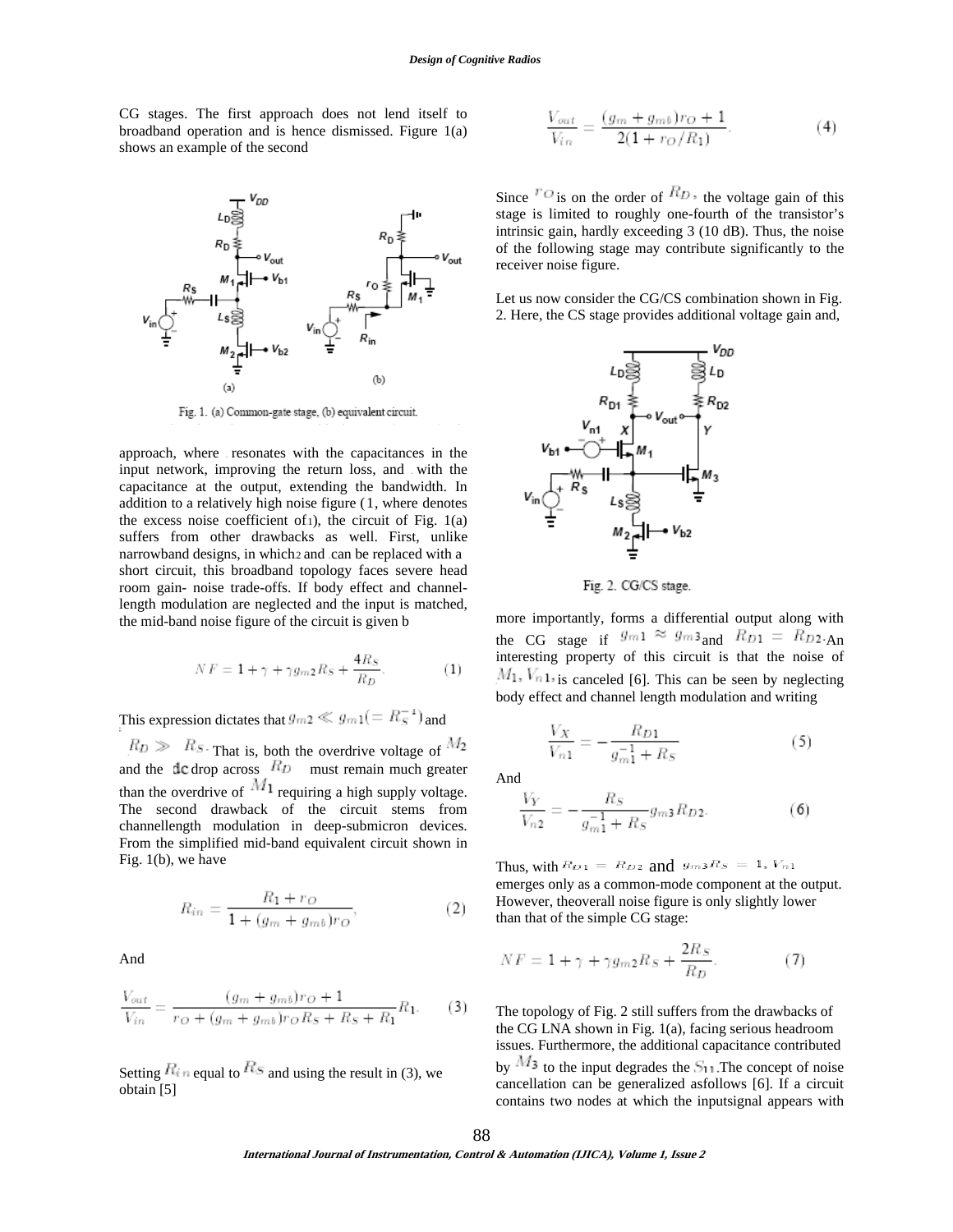CG stages. The first approach does not lend itself to broadband operation and is hence dismissed. Figure 1(a) shows an example of the second

Fig. 1. (a) Common-gate stage, (b) equivalent circuit.

approach, where resonates with the capacitances in the input network, improving the return loss, and with the capacitance at the output, extending the bandwidth. In addition to a relatively high noise figure (1, where denotes the excess noise coefficient of 1), the circuit of Fig. 1(a) suffers from other drawbacks as well. First, unlike narrowband designs, in which 2 and can be replaced with a short circuit, this broadband topology faces severe head room gain- noise trade-offs. If body effect and channel-length modulation are neglected and the input is matched, the mid-band noise figure of the circuit is given b

$$NF = 1 + \gamma + \gamma g_{m2} R_S + \frac{4R_S}{R_D}. \quad (1)$$

This expression dictates that $g_{m2} \ll g_{m1} (= R_S^{-1})$ and $R_D \gg R_S$. That is, both the overdrive voltage of $M_2$ and the dc drop across $R_D$ must remain much greater than the overdrive of $M_1$ requiring a high supply voltage. The second drawback of the circuit stems from channellength modulation in deep-submicron devices. From the simplified mid-band equivalent circuit shown in Fig. 1(b), we have

$$R_{in} = \frac{R_1 + r_O}{1 + (g_m + g_{mb}) r_O}, \quad (2)$$

And

$$\frac{V_{out}}{V_{in}} = \frac{(g_m + g_{mb}) r_O + 1}{r_O + (g_m + g_{mb}) r_O R_S + R_S + R_1} R_1. \quad (3)$$

Setting $R_{in}$ equal to $R_S$ and using the result in (3), we obtain [5]

$$\frac{V_{out}}{V_{in}} = \frac{(g_m + g_{mb}) r_O + 1}{2(1 + r_O / R_1)}. \quad (4)$$

Since $r_O$ is on the order of $R_D$, the voltage gain of this stage is limited to roughly one-fourth of the transistor's intrinsic gain, hardly exceeding 3 (10 dB). Thus, the noise of the following stage may contribute significantly to the receiver noise figure.

Let us now consider the CG/CS combination shown in Fig. 2. Here, the CS stage provides additional voltage gain and,

Fig. 2. CG/CS stage.

more importantly, forms a differential output along with the CG stage if $g_{m1} \approx g_{m3}$ and $R_{D1} = R_{D2}$. An interesting property of this circuit is that the noise of $M_1$, $V_{n1}$, is canceled [6]. This can be seen by neglecting body effect and channel length modulation and writing

$$\frac{V_X}{V_{n1}} = -\frac{R_{D1}}{g_{m1}^{-1} + R_S} \quad (5)$$

And

$$\frac{V_Y}{V_{n2}} = -\frac{R_S}{g_{m1}^{-1} + R_S} g_{m3} R_{D2}. \quad (6)$$

Thus, with $R_{D1} = R_{D2}$ and $g_{m3} R_S = 1$, $V_{n1}$ emerges only as a common-mode component at the output. However, theoverall noise figure is only slightly lower than that of the simple CG stage:

$$NF = 1 + \gamma + \gamma g_{m2} R_S + \frac{2R_S}{R_D}. \quad (7)$$

The topology of Fig. 2 still suffers from the drawbacks of the CG LNA shown in Fig. 1(a), facing serious headroom issues. Furthermore, the additional capacitance contributed by $M_3$ to the input degrades the $S_{11}$. The concept of noise cancellation can be generalized asfollows [6]. If a circuit contains two nodes at which the inputsignal appears with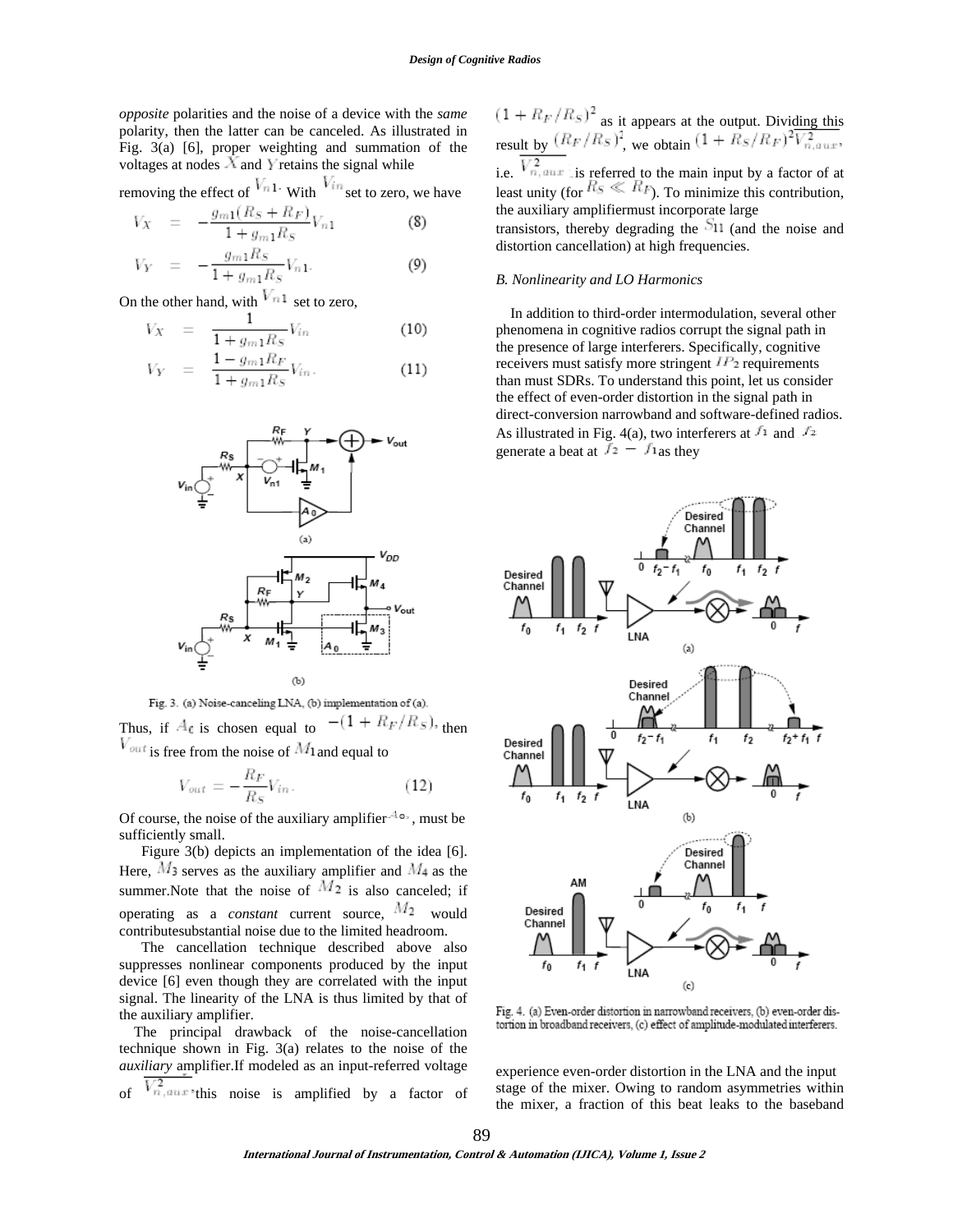*opposite* polarities and the noise of a device with the *same* polarity, then the latter can be canceled. As illustrated in Fig. 3(a) [6], proper weighting and summation of the voltages at nodes $X$ and $Y$ retains the signal while removing the effect of $V_{n1}$. With $V_{in}$ set to zero, we have

$$V_X = -\frac{g_{m1}(R_S + R_F)}{1 + g_{m1}R_S} V_{n1} \tag{8}$$

$$V_Y = -\frac{g_{m1}R_S}{1 + g_{m1}R_S} V_{n1}. \tag{9}$$

On the other hand, with $V_{n1}$ set to zero,

$$V_X = \frac{1}{1 + g_{m1}R_S} V_{in} \tag{10}$$

$$V_Y = \frac{1 - g_{m1}R_F}{1 + g_{m1}R_S} V_{in}. \tag{11}$$

Fig. 3. (a) Noise-canceling LNA, (b) implementation of (a).

Thus, if $A_0$ is chosen equal to $-(1 + R_F/R_S)$, then $V_{out}$ is free from the noise of $M_1$ and equal to

$$V_{out} = -\frac{R_F}{R_S} V_{in}. \tag{12}$$

Of course, the noise of the auxiliary amplifier $A_0$, must be sufficiently small.

Figure 3(b) depicts an implementation of the idea [6]. Here, $M_3$ serves as the auxiliary amplifier and $M_4$ as the summer.Note that the noise of $M_2$ is also canceled; if operating as a *constant* current source, $M_2$ would contributesubstantial noise due to the limited headroom.

The cancellation technique described above also suppresses nonlinear components produced by the input device [6] even though they are correlated with the input signal. The linearity of the LNA is thus limited by that of the auxiliary amplifier.

The principal drawback of the noise-cancellation technique shown in Fig. 3(a) relates to the noise of the *auxiliary* amplifier.If modeled as an input-referred voltage of $\overline{V^2_{n,aux}}$,this noise is amplified by a factor of $(1 + R_F/R_S)^2$ as it appears at the output. Dividing this result by $(R_F/R_S)^2$, we obtain $(1 + R_S/R_F)^2\overline{V^2_{n,aux}}$, i.e. $\overline{V^2_{n,aux}}$ is referred to the main input by a factor of at least unity (for $R_S \ll R_F$). To minimize this contribution, the auxiliary amplifiermust incorporate large transistors, thereby degrading the $S_{11}$ (and the noise and distortion cancellation) at high frequencies.

### B. Nonlinearity and LO Harmonics

In addition to third-order intermodulation, several other phenomena in cognitive radios corrupt the signal path in the presence of large interferers. Specifically, cognitive receivers must satisfy more stringent $IP_2$ requirements than must SDRs. To understand this point, let us consider the effect of even-order distortion in the signal path in direct-conversion narrowband and software-defined radios. As illustrated in Fig. 4(a), two interferers at $f_1$ and $f_2$ generate a beat at $f_2 - f_1$ as they experience even-order distortion in the LNA and the input stage of the mixer. Owing to random asymmetries within the mixer, a fraction of this beat leaks to the baseband

Fig. 4. (a) Even-order distortion in narrowband receivers, (b) even-order distortion in broadband receivers, (c) effect of amplitude-modulated interferers.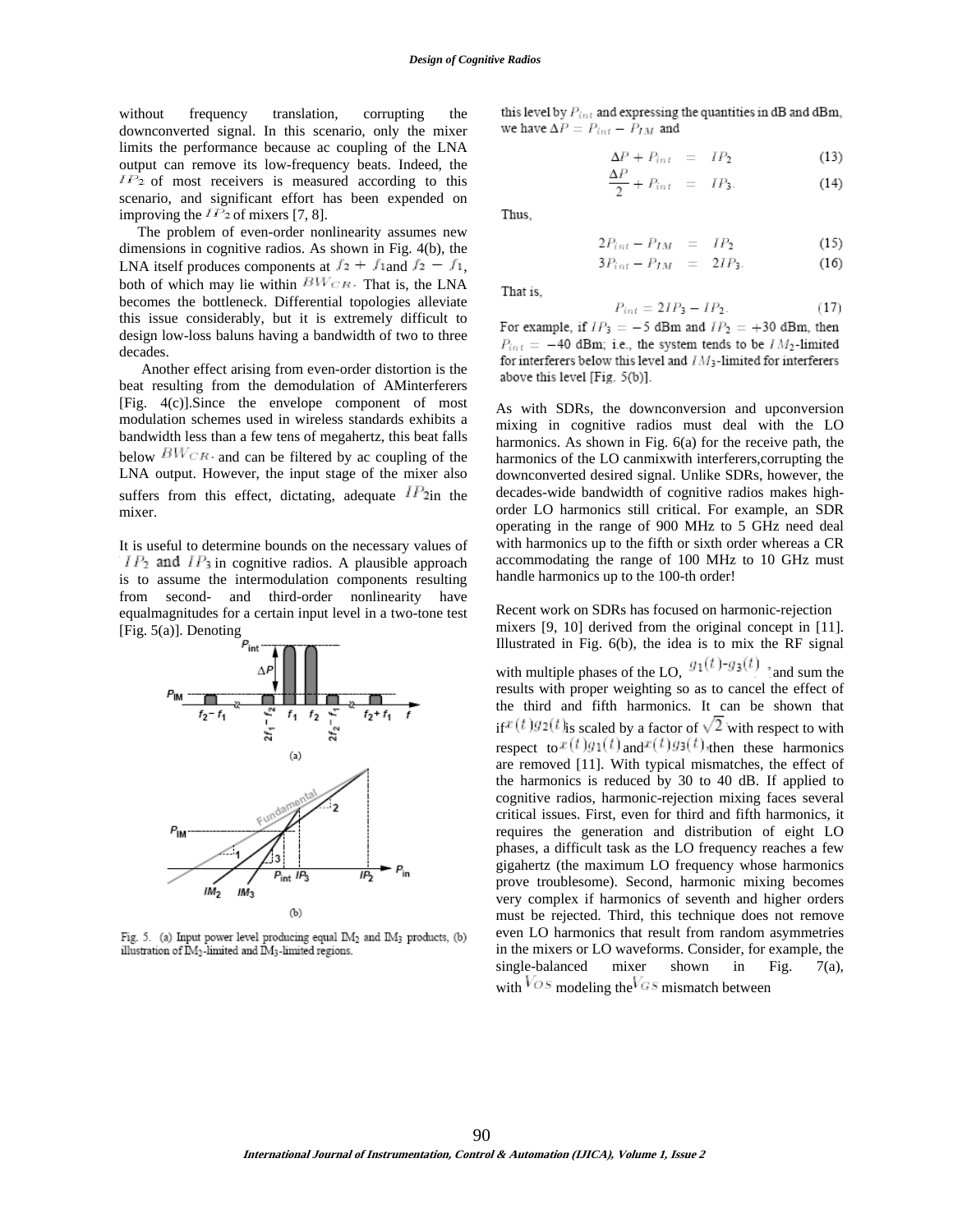without frequency translation, corrupting the downconverted signal. In this scenario, only the mixer limits the performance because ac coupling of the LNA output can remove its low-frequency beats. Indeed, the $IP_2$ of most receivers is measured according to this scenario, and significant effort has been expended on improving the $IP_2$ of mixers [7, 8].

The problem of even-order nonlinearity assumes new dimensions in cognitive radios. As shown in Fig. 4(b), the LNA itself produces components at $f_2 + f_1$ and $f_2 - f_1$, both of which may lie within $BW_{CR}$. That is, the LNA becomes the bottleneck. Differential topologies alleviate this issue considerably, but it is extremely difficult to design low-loss baluns having a bandwidth of two to three decades.

Another effect arising from even-order distortion is the beat resulting from the demodulation of AMinterferers [Fig. 4(c)].Since the envelope component of most modulation schemes used in wireless standards exhibits a bandwidth less than a few tens of megahertz, this beat falls below $BW_{CR}$ and can be filtered by ac coupling of the LNA output. However, the input stage of the mixer also suffers from this effect, dictating, adequate $IP_2$ in the mixer.

It is useful to determine bounds on the necessary values of $IP_2$ and $IP_3$ in cognitive radios. A plausible approach is to assume the intermodulation components resulting from second- and third-order nonlinearity have equalmagnitudes for a certain input level in a two-tone test [Fig. 5(a)]. Denoting this level by $P_{int}$ and expressing the quantities in dB and dBm, we have $\Delta P = P_{int} - P_{IM}$ and

$$\Delta P + P_{int} = IP_2 \tag{13}$$

$$\frac{\Delta P}{2} + P_{int} = IP_3. \tag{14}$$

Thus,

$$2P_{int} - P_{IM} = IP_2 \tag{15}$$

$$3P_{int} - P_{IM} = 2IP_3. \tag{16}$$

That is,

$$P_{int} = 2IP_3 - IP_2. \tag{17}$$

For example, if $IP_3 = -5$ dBm and $IP_2 = +30$ dBm, then $P_{int} = -40$ dBm; i.e., the system tends to be $IM_2$-limited for interferers below this level and $IM_3$-limited for interferers above this level [Fig. 5(b)].

Fig. 5. (a) Input power level producing equal IM$_2$ and IM$_3$ products, (b) illustration of IM$_2$-limited and IM$_3$-limited regions.

As with SDRs, the downconversion and upconversion mixing in cognitive radios must deal with the LO harmonics. As shown in Fig. 6(a) for the receive path, the harmonics of the LO canmixwith interferers,corrupting the downconverted desired signal. Unlike SDRs, however, the decades-wide bandwidth of cognitive radios makes high-order LO harmonics still critical. For example, an SDR operating in the range of 900 MHz to 5 GHz need deal with harmonics up to the fifth or sixth order whereas a CR accommodating the range of 100 MHz to 10 GHz must handle harmonics up to the 100-th order!

Recent work on SDRs has focused on harmonic-rejection mixers [9, 10] derived from the original concept in [11]. Illustrated in Fig. 6(b), the idea is to mix the RF signal with multiple phases of the LO, $g_1(t)$-$g_3(t)$, and sum the results with proper weighting so as to cancel the effect of the third and fifth harmonics. It can be shown that if $x(t)g_2(t)$ is scaled by a factor of $\sqrt{2}$ with respect to with respect to $x(t)g_1(t)$ and $x(t)g_3(t)$, then these harmonics are removed [11]. With typical mismatches, the effect of the harmonics is reduced by 30 to 40 dB. If applied to cognitive radios, harmonic-rejection mixing faces several critical issues. First, even for third and fifth harmonics, it requires the generation and distribution of eight LO phases, a difficult task as the LO frequency reaches a few gigahertz (the maximum LO frequency whose harmonics prove troublesome). Second, harmonic mixing becomes very complex if harmonics of seventh and higher orders must be rejected. Third, this technique does not remove even LO harmonics that result from random asymmetries in the mixers or LO waveforms. Consider, for example, the single-balanced mixer shown in Fig. 7(a), with $V_{OS}$ modeling the $V_{GS}$ mismatch between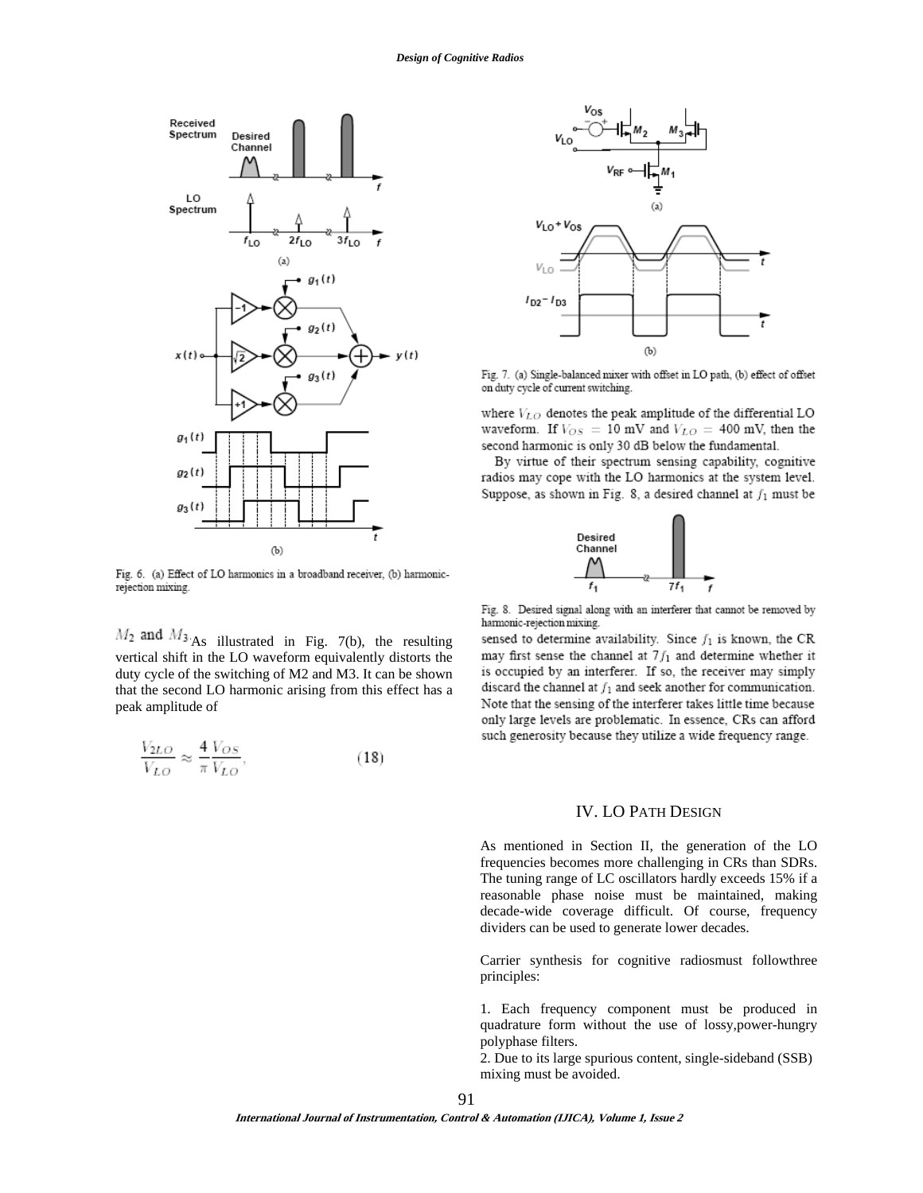Fig. 6. (a) Effect of LO harmonics in a broadband receiver, (b) harmonic-rejection mixing.

$M_2$ and $M_3$. As illustrated in Fig. 7(b), the resulting vertical shift in the LO waveform equivalently distorts the duty cycle of the switching of M2 and M3. It can be shown that the second LO harmonic arising from this effect has a peak amplitude of

$$\frac{V_{2LO}}{V_{LO}} \approx \frac{4}{\pi}\frac{V_{OS}}{V_{LO}}, \qquad (18)$$

Fig. 7. (a) Single-balanced mixer with offset in LO path, (b) effect of offset on duty cycle of current switching.

where $V_{LO}$ denotes the peak amplitude of the differential LO waveform. If $V_{OS}$ = 10 mV and $V_{LO}$ = 400 mV, then the second harmonic is only 30 dB below the fundamental.

By virtue of their spectrum sensing capability, cognitive radios may cope with the LO harmonics at the system level. Suppose, as shown in Fig. 8, a desired channel at $f_1$ must be sensed to determine availability. Since $f_1$ is known, the CR may first sense the channel at $7f_1$ and determine whether it is occupied by an interferer. If so, the receiver may simply discard the channel at $f_1$ and seek another for communication. Note that the sensing of the interferer takes little time because only large levels are problematic. In essence, CRs can afford such generosity because they utilize a wide frequency range.

Fig. 8. Desired signal along with an interferer that cannot be removed by harmonic-rejection mixing.

## IV. LO Path Design

As mentioned in Section II, the generation of the LO frequencies becomes more challenging in CRs than SDRs. The tuning range of LC oscillators hardly exceeds 15% if a reasonable phase noise must be maintained, making decade-wide coverage difficult. Of course, frequency dividers can be used to generate lower decades.

Carrier synthesis for cognitive radiosmust followthree principles:

1. Each frequency component must be produced in quadrature form without the use of lossy,power-hungry polyphase filters.
2. Due to its large spurious content, single-sideband (SSB) mixing must be avoided.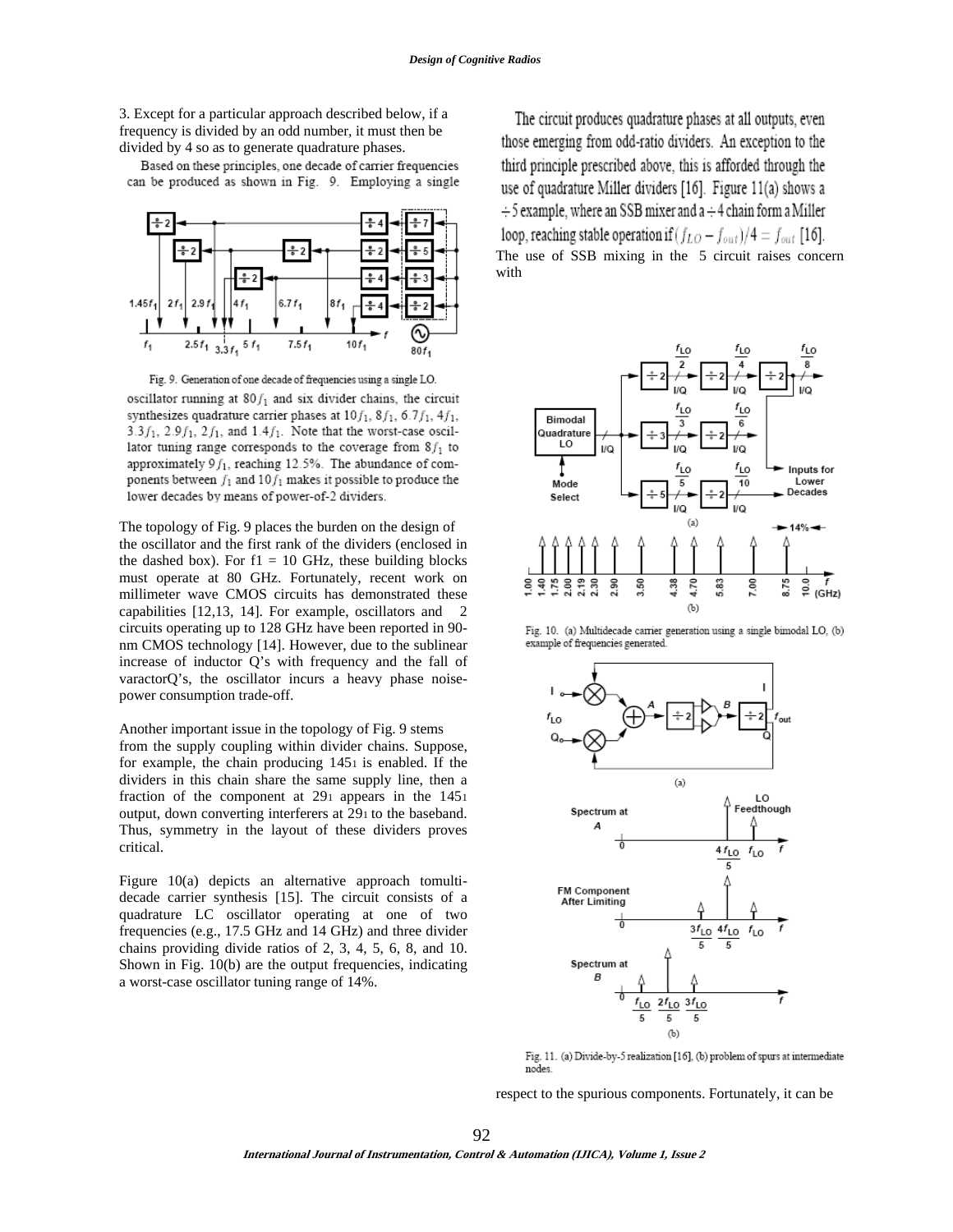3. Except for a particular approach described below, if a frequency is divided by an odd number, it must then be divided by 4 so as to generate quadrature phases.

Based on these principles, one decade of carrier frequencies can be produced as shown in Fig. 9. Employing a single

Fig. 9. Generation of one decade of frequencies using a single LO.

oscillator running at $80f_1$ and six divider chains, the circuit synthesizes quadrature carrier phases at $10f_1$, $8f_1$, $6.7f_1$, $4f_1$, $3.3f_1$, $2.9f_1$, $2f_1$, and $1.4f_1$. Note that the worst-case oscillator tuning range corresponds to the coverage from $8f_1$ to approximately $9f_1$, reaching 12.5%. The abundance of components between $f_1$ and $10f_1$ makes it possible to produce the lower decades by means of power-of-2 dividers.

The topology of Fig. 9 places the burden on the design of the oscillator and the first rank of the dividers (enclosed in the dashed box). For f1 = 10 GHz, these building blocks must operate at 80 GHz. Fortunately, recent work on millimeter wave CMOS circuits has demonstrated these capabilities [12,13, 14]. For example, oscillators and 2 circuits operating up to 128 GHz have been reported in 90-nm CMOS technology [14]. However, due to the sublinear increase of inductor Q's with frequency and the fall of varactorQ's, the oscillator incurs a heavy phase noise-power consumption trade-off.

Another important issue in the topology of Fig. 9 stems from the supply coupling within divider chains. Suppose, for example, the chain producing $145_1$ is enabled. If the dividers in this chain share the same supply line, then a fraction of the component at $29_1$ appears in the $145_1$ output, down converting interferers at $29_1$ to the baseband. Thus, symmetry in the layout of these dividers proves critical.

Figure 10(a) depicts an alternative approach tomulti-decade carrier synthesis [15]. The circuit consists of a quadrature LC oscillator operating at one of two frequencies (e.g., 17.5 GHz and 14 GHz) and three divider chains providing divide ratios of 2, 3, 4, 5, 6, 8, and 10. Shown in Fig. 10(b) are the output frequencies, indicating a worst-case oscillator tuning range of 14%.

The circuit produces quadrature phases at all outputs, even those emerging from odd-ratio dividers. An exception to the third principle prescribed above, this is afforded through the use of quadrature Miller dividers [16]. Figure 11(a) shows a $\div 5$ example, where an SSB mixer and a $\div 4$ chain form a Miller loop, reaching stable operation if $(f_{LO} - f_{out})/4 = f_{out}$ [16]. The use of SSB mixing in the 5 circuit raises concern with respect to the spurious components. Fortunately, it can be

Fig. 10. (a) Multidecade carrier generation using a single bimodal LO, (b) example of frequencies generated.

Fig. 11. (a) Divide-by-5 realization [16], (b) problem of spurs at intermediate nodes.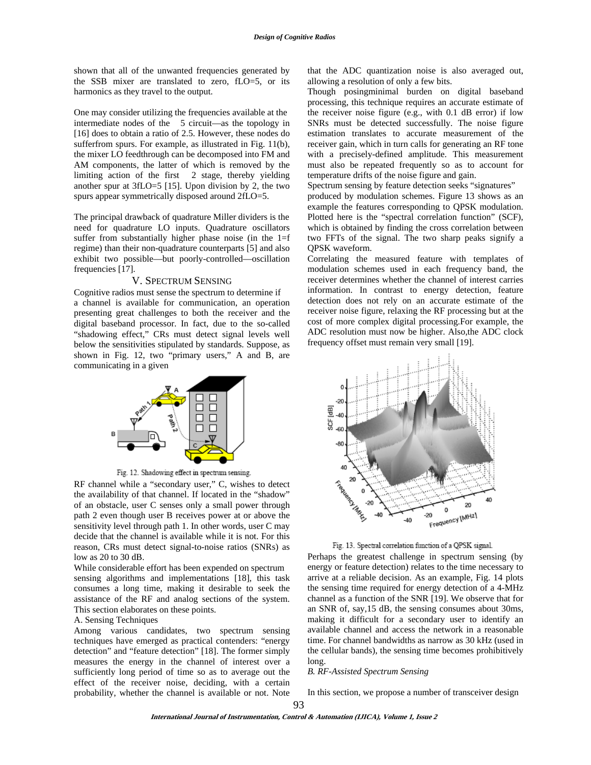shown that all of the unwanted frequencies generated by the SSB mixer are translated to zero, fLO=5, or its harmonics as they travel to the output.

One may consider utilizing the frequencies available at the intermediate nodes of the  5 circuit—as the topology in [16] does to obtain a ratio of 2.5. However, these nodes do sufferfrom spurs. For example, as illustrated in Fig. 11(b), the mixer LO feedthrough can be decomposed into FM and AM components, the latter of which is removed by the limiting action of the first  2 stage, thereby yielding another spur at 3fLO=5 [15]. Upon division by 2, the two spurs appear symmetrically disposed around 2fLO=5.

The principal drawback of quadrature Miller dividers is the need for quadrature LO inputs. Quadrature oscillators suffer from substantially higher phase noise (in the 1=f regime) than their non-quadrature counterparts [5] and also exhibit two possible—but poorly-controlled—oscillation frequencies [17].

## V. SPECTRUM SENSING

Cognitive radios must sense the spectrum to determine if a channel is available for communication, an operation presenting great challenges to both the receiver and the digital baseband processor. In fact, due to the so-called "shadowing effect," CRs must detect signal levels well below the sensitivities stipulated by standards. Suppose, as shown in Fig. 12, two "primary users," A and B, are communicating in a given

Fig. 12. Shadowing effect in spectrum sensing.

RF channel while a "secondary user," C, wishes to detect the availability of that channel. If located in the "shadow" of an obstacle, user C senses only a small power through path 2 even though user B receives power at or above the sensitivity level through path 1. In other words, user C may decide that the channel is available while it is not. For this reason, CRs must detect signal-to-noise ratios (SNRs) as low as 20 to 30 dB.

While considerable effort has been expended on spectrum sensing algorithms and implementations [18], this task consumes a long time, making it desirable to seek the assistance of the RF and analog sections of the system. This section elaborates on these points.

### A. Sensing Techniques

Among various candidates, two spectrum sensing techniques have emerged as practical contenders: "energy detection" and "feature detection" [18]. The former simply measures the energy in the channel of interest over a sufficiently long period of time so as to average out the effect of the receiver noise, deciding, with a certain probability, whether the channel is available or not. Note that the ADC quantization noise is also averaged out, allowing a resolution of only a few bits.

Though posingminimal burden on digital baseband processing, this technique requires an accurate estimate of the receiver noise figure (e.g., with 0.1 dB error) if low SNRs must be detected successfully. The noise figure estimation translates to accurate measurement of the receiver gain, which in turn calls for generating an RF tone with a precisely-defined amplitude. This measurement must also be repeated frequently so as to account for temperature drifts of the noise figure and gain.

Spectrum sensing by feature detection seeks "signatures" produced by modulation schemes. Figure 13 shows as an example the features corresponding to QPSK modulation. Plotted here is the "spectral correlation function" (SCF), which is obtained by finding the cross correlation between two FFTs of the signal. The two sharp peaks signify a QPSK waveform.

Correlating the measured feature with templates of modulation schemes used in each frequency band, the receiver determines whether the channel of interest carries information. In contrast to energy detection, feature detection does not rely on an accurate estimate of the receiver noise figure, relaxing the RF processing but at the cost of more complex digital processing.For example, the ADC resolution must now be higher. Also,the ADC clock frequency offset must remain very small [19].

Fig. 13. Spectral correlation function of a QPSK signal.

Perhaps the greatest challenge in spectrum sensing (by energy or feature detection) relates to the time necessary to arrive at a reliable decision. As an example, Fig. 14 plots the sensing time required for energy detection of a 4-MHz channel as a function of the SNR [19]. We observe that for an SNR of, say,15 dB, the sensing consumes about 30ms, making it difficult for a secondary user to identify an available channel and access the network in a reasonable time. For channel bandwidths as narrow as 30 kHz (used in the cellular bands), the sensing time becomes prohibitively long.

### *B. RF-Assisted Spectrum Sensing*

In this section, we propose a number of transceiver design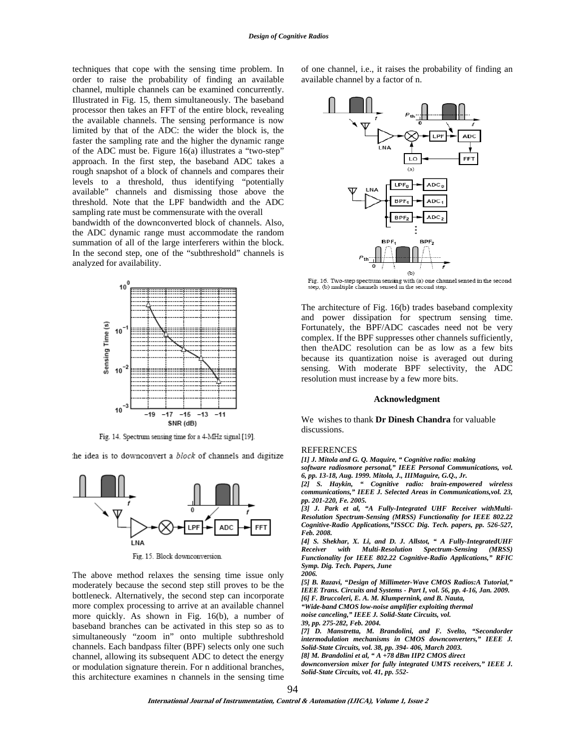techniques that cope with the sensing time problem. In order to raise the probability of finding an available channel, multiple channels can be examined concurrently. Illustrated in Fig. 15, them simultaneously. The baseband processor then takes an FFT of the entire block, revealing the available channels. The sensing performance is now limited by that of the ADC: the wider the block is, the faster the sampling rate and the higher the dynamic range of the ADC must be. Figure 16(a) illustrates a "two-step" approach. In the first step, the baseband ADC takes a rough snapshot of a block of channels and compares their levels to a threshold, thus identifying "potentially available" channels and dismissing those above the threshold. Note that the LPF bandwidth and the ADC sampling rate must be commensurate with the overall bandwidth of the downconverted block of channels. Also, the ADC dynamic range must accommodate the random summation of all of the large interferers within the block. In the second step, one of the "subthreshold" channels is analyzed for availability.

Fig. 14. Spectrum sensing time for a 4-MHz signal [19].

the idea is to downconvert a *block* of channels and digitize

Fig. 15. Block downconversion.

The above method relaxes the sensing time issue only moderately because the second step still proves to be the bottleneck. Alternatively, the second step can incorporate more complex processing to arrive at an available channel more quickly. As shown in Fig. 16(b), a number of baseband branches can be activated in this step so as to simultaneously "zoom in" onto multiple subthreshold channels. Each bandpass filter (BPF) selects only one such channel, allowing its subsequent ADC to detect the energy or modulation signature therein. For n additional branches, this architecture examines n channels in the sensing time of one channel, i.e., it raises the probability of finding an available channel by a factor of n.

Fig. 16. Two-step spectrum sensing with (a) one channel sensed in the second step, (b) multiple channels sensed in the second step.

The architecture of Fig. 16(b) trades baseband complexity and power dissipation for spectrum sensing time. Fortunately, the BPF/ADC cascades need not be very complex. If the BPF suppresses other channels sufficiently, then theADC resolution can be as low as a few bits because its quantization noise is averaged out during sensing. With moderate BPF selectivity, the ADC resolution must increase by a few more bits.

### Acknowledgment

We wishes to thank **Dr Dinesh Chandra** for valuable discussions.

### REFERENCES

***[1] J. Mitola and G. Q. Maquire, " Cognitive radio: making software radiosmore personal," IEEE Personal Communications, vol. 6, pp. 13-18, Aug. 1999. Mitola, J., IIIMaguire, G.Q., Jr.***

***[2] S. Haykin, " Cognitive radio: brain-empowered wireless communications," IEEE J. Selected Areas in Communications,vol. 23, pp. 201-220, Fe. 2005.***

***[3] J. Park et al, "A Fully-Integrated UHF Receiver withMulti-Resolution Spectrum-Sensing (MRSS) Functionality for IEEE 802.22 Cognitive-Radio Applications,"ISSCC Dig. Tech. papers, pp. 526-527, Feb. 2008.***

***[4] S. Shekhar, X. Li, and D. J. Allstot, " A Fully-IntegratedUHF Receiver with Multi-Resolution Spectrum-Sensing (MRSS) Functionality for IEEE 802.22 Cognitive-Radio Applications," RFIC Symp. Dig. Tech. Papers, June 2006.***

***[5] B. Razavi, "Design of Millimeter-Wave CMOS Radios:A Tutorial," IEEE Trans. Circuits and Systems - Part I, vol. 56, pp. 4-16, Jan. 2009.***

***[6] F. Bruccoleri, E. A. M. Klumpernink, and B. Nauta, "Wide-band CMOS low-noise amplifier exploiting thermal noise canceling," IEEE J. Solid-State Circuits, vol. 39, pp. 275-282, Feb. 2004.***

***[7] D. Manstretta, M. Brandolini, and F. Svelto, "Secondorder intermodulation mechanisms in CMOS downconverters," IEEE J. Solid-State Circuits, vol. 38, pp. 394- 406, March 2003.***

***[8] M. Brandolini et al, " A +78 dBm IIP2 CMOS direct downconversion mixer for fully integrated UMTS receivers," IEEE J. Solid-State Circuits, vol. 41, pp. 552-***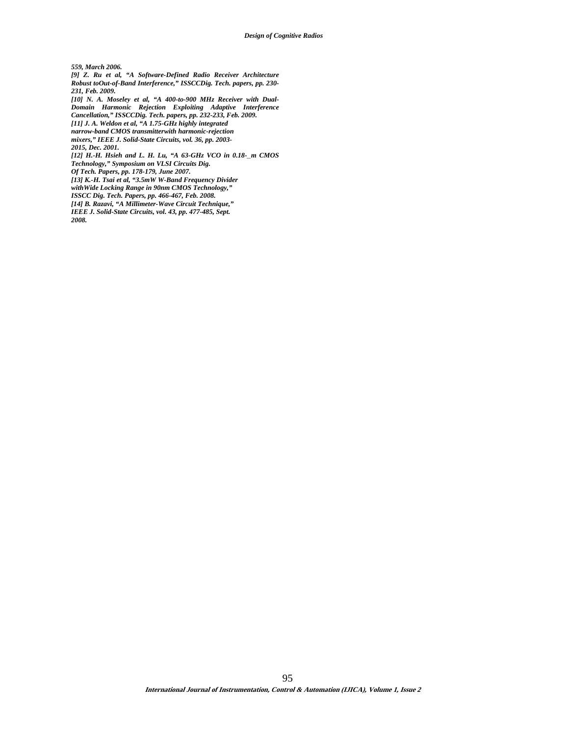*559, March 2006.*

*[9] Z. Ru et al, "A Software-Defined Radio Receiver Architecture Robust toOut-of-Band Interference," ISSCCDig. Tech. papers, pp. 230-231, Feb. 2009.*

*[10] N. A. Moseley et al, "A 400-to-900 MHz Receiver with Dual-Domain Harmonic Rejection Exploiting Adaptive Interference Cancellation," ISSCCDig. Tech. papers, pp. 232-233, Feb. 2009.*

*[11] J. A. Weldon et al, "A 1.75-GHz highly integrated narrow-band CMOS transmitterwith harmonic-rejection mixers," IEEE J. Solid-State Circuits, vol. 36, pp. 2003-2015, Dec. 2001.*

*[12] H.-H. Hsieh and L. H. Lu, "A 63-GHz VCO in 0.18-_m CMOS Technology," Symposium on VLSI Circuits Dig. Of Tech. Papers, pp. 178-179, June 2007.*

*[13] K.-H. Tsai et al, "3.5mW W-Band Frequency Divider withWide Locking Range in 90nm CMOS Technology," ISSCC Dig. Tech. Papers, pp. 466-467, Feb. 2008.*

*[14] B. Razavi, "A Millimeter-Wave Circuit Technique," IEEE J. Solid-State Circuits, vol. 43, pp. 477-485, Sept. 2008.*